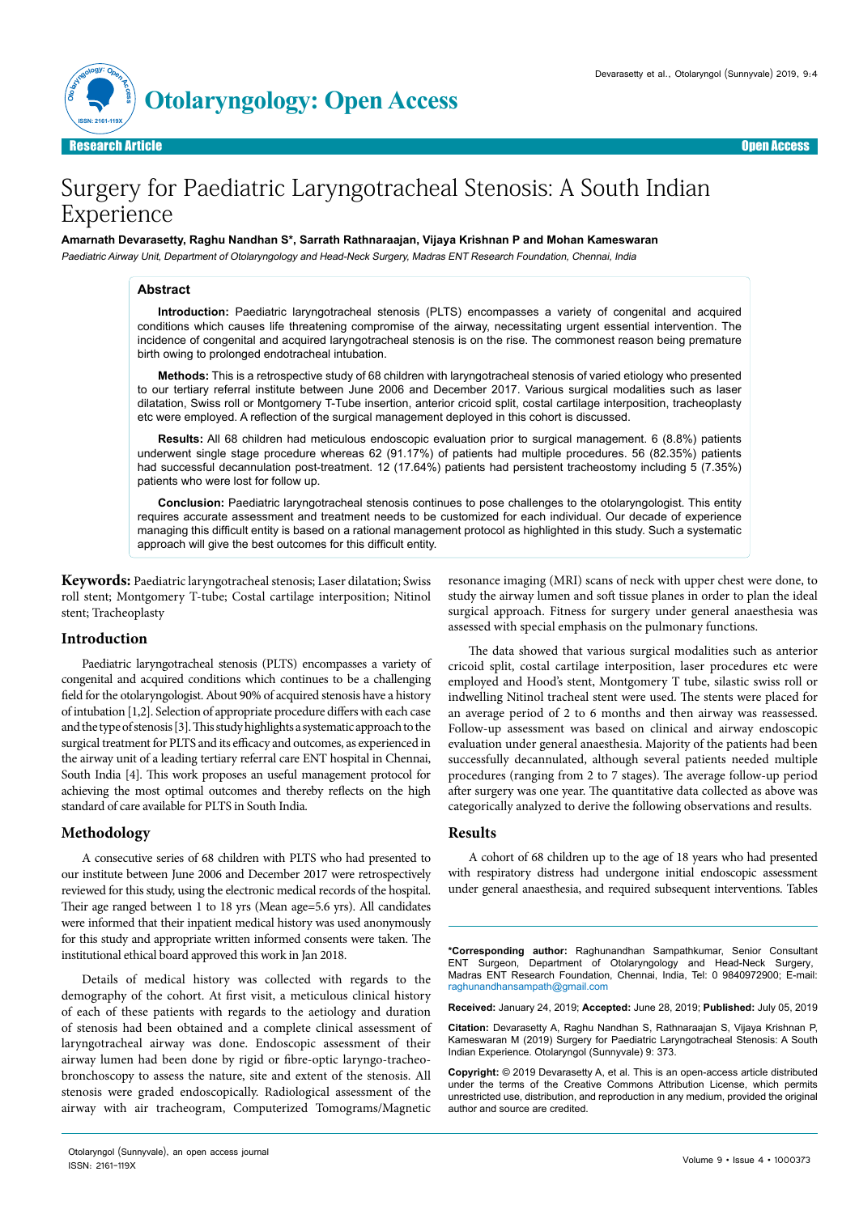Research Article — Open Access

# Surgery for Paediatric Laryngotracheal Stenosis: A South Indian Experience

**Amarnath Devarasetty, Raghu Nandhan S\*, Sarrath Rathnaraajan, Vijaya Krishnan P and Mohan Kameswaran**

*Paediatric Airway Unit, Department of Otolaryngology and Head-Neck Surgery, Madras ENT Research Foundation, Chennai, India*

## Abstract

**Introduction:** Paediatric laryngotracheal stenosis (PLTS) encompasses a variety of congenital and acquired conditions which causes life threatening compromise of the airway, necessitating urgent essential intervention. The incidence of congenital and acquired laryngotracheal stenosis is on the rise. The commonest reason being premature birth owing to prolonged endotracheal intubation.

**Methods:** This is a retrospective study of 68 children with laryngotracheal stenosis of varied etiology who presented to our tertiary referral institute between June 2006 and December 2017. Various surgical modalities such as laser dilatation, Swiss roll or Montgomery T-Tube insertion, anterior cricoid split, costal cartilage interposition, tracheoplasty etc were employed. A reflection of the surgical management deployed in this cohort is discussed.

**Results:** All 68 children had meticulous endoscopic evaluation prior to surgical management. 6 (8.8%) patients underwent single stage procedure whereas 62 (91.17%) of patients had multiple procedures. 56 (82.35%) patients had successful decannulation post-treatment. 12 (17.64%) patients had persistent tracheostomy including 5 (7.35%) patients who were lost for follow up.

**Conclusion:** Paediatric laryngotracheal stenosis continues to pose challenges to the otolaryngologist. This entity requires accurate assessment and treatment needs to be customized for each individual. Our decade of experience managing this difficult entity is based on a rational management protocol as highlighted in this study. Such a systematic approach will give the best outcomes for this difficult entity.

**Keywords:** Paediatric laryngotracheal stenosis; Laser dilatation; Swiss roll stent; Montgomery T-tube; Costal cartilage interposition; Nitinol stent; Tracheoplasty

## Introduction

Paediatric laryngotracheal stenosis (PLTS) encompasses a variety of congenital and acquired conditions which continues to be a challenging field for the otolaryngologist. About 90% of acquired stenosis have a history of intubation [1,2]. Selection of appropriate procedure differs with each case and the type of stenosis [3]. This study highlights a systematic approach to the surgical treatment for PLTS and its efficacy and outcomes, as experienced in the airway unit of a leading tertiary referral care ENT hospital in Chennai, South India [4]. This work proposes an useful management protocol for achieving the most optimal outcomes and thereby reflects on the high standard of care available for PLTS in South India.

## Methodology

A consecutive series of 68 children with PLTS who had presented to our institute between June 2006 and December 2017 were retrospectively reviewed for this study, using the electronic medical records of the hospital. Their age ranged between 1 to 18 yrs (Mean age=5.6 yrs). All candidates were informed that their inpatient medical history was used anonymously for this study and appropriate written informed consents were taken. The institutional ethical board approved this work in Jan 2018.

Details of medical history was collected with regards to the demography of the cohort. At first visit, a meticulous clinical history of each of these patients with regards to the aetiology and duration of stenosis had been obtained and a complete clinical assessment of laryngotracheal airway was done. Endoscopic assessment of their airway lumen had been done by rigid or fibre-optic laryngo-tracheo-bronchoscopy to assess the nature, site and extent of the stenosis. All stenosis were graded endoscopically. Radiological assessment of the airway with air tracheogram, Computerized Tomograms/Magnetic resonance imaging (MRI) scans of neck with upper chest were done, to study the airway lumen and soft tissue planes in order to plan the ideal surgical approach. Fitness for surgery under general anaesthesia was assessed with special emphasis on the pulmonary functions.

The data showed that various surgical modalities such as anterior cricoid split, costal cartilage interposition, laser procedures etc were employed and Hood's stent, Montgomery T tube, silastic swiss roll or indwelling Nitinol tracheal stent were used. The stents were placed for an average period of 2 to 6 months and then airway was reassessed. Follow-up assessment was based on clinical and airway endoscopic evaluation under general anaesthesia. Majority of the patients had been successfully decannulated, although several patients needed multiple procedures (ranging from 2 to 7 stages). The average follow-up period after surgery was one year. The quantitative data collected as above was categorically analyzed to derive the following observations and results.

## Results

A cohort of 68 children up to the age of 18 years who had presented with respiratory distress had undergone initial endoscopic assessment under general anaesthesia, and required subsequent interventions. Tables

---

**\*Corresponding author:** Raghunandhan Sampathkumar, Senior Consultant ENT Surgeon, Department of Otolaryngology and Head-Neck Surgery, Madras ENT Research Foundation, Chennai, India, Tel: 0 9840972900; E-mail: raghunandhansampath@gmail.com

**Received:** January 24, 2019; **Accepted:** June 28, 2019; **Published:** July 05, 2019

**Citation:** Devarasetty A, Raghu Nandhan S, Rathnaraajan S, Vijaya Krishnan P, Kameswaran M (2019) Surgery for Paediatric Laryngotracheal Stenosis: A South Indian Experience. Otolaryngol (Sunnyvale) 9: 373.

**Copyright:** © 2019 Devarasetty A, et al. This is an open-access article distributed under the terms of the Creative Commons Attribution License, which permits unrestricted use, distribution, and reproduction in any medium, provided the original author and source are credited.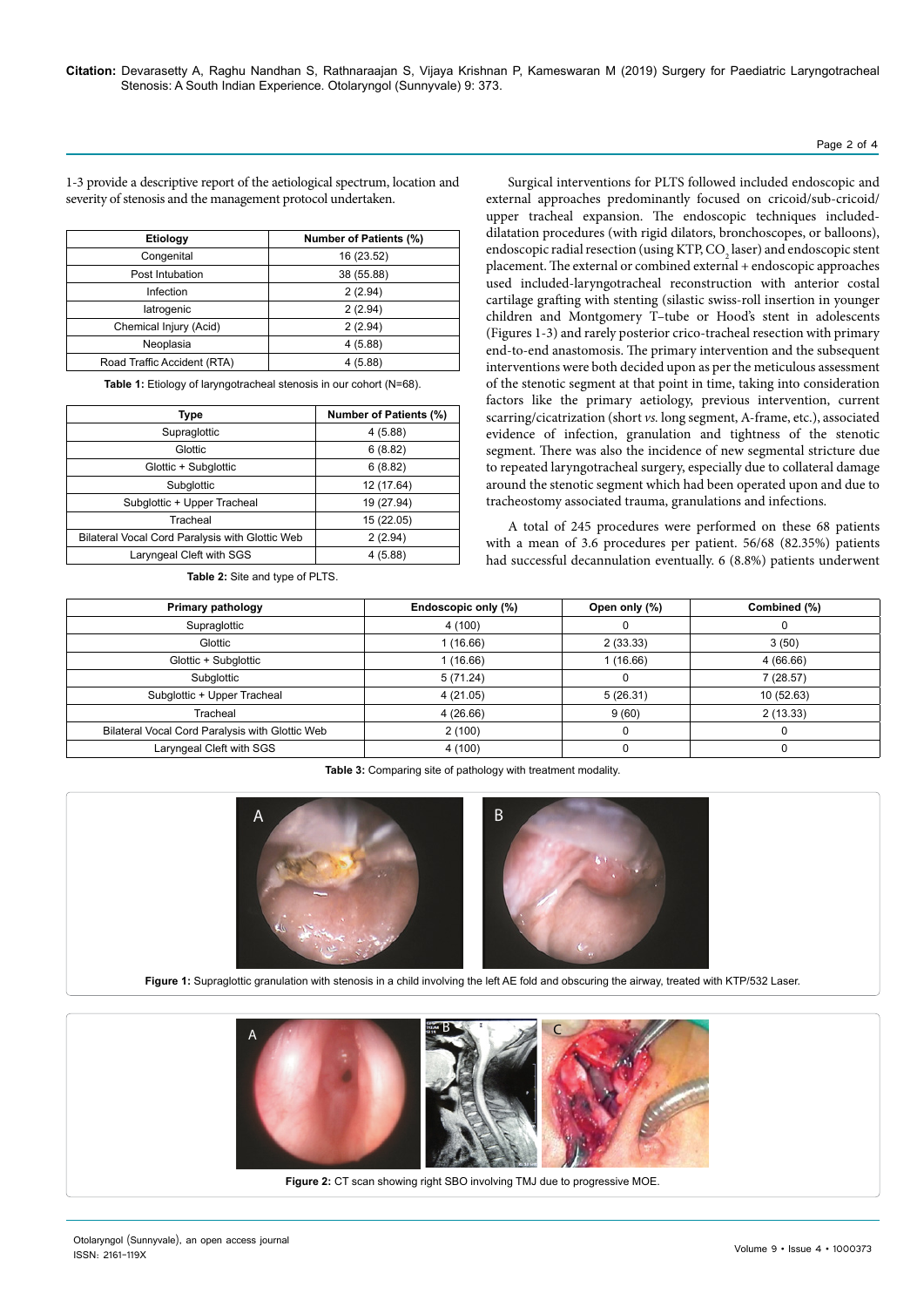1-3 provide a descriptive report of the aetiological spectrum, location and severity of stenosis and the management protocol undertaken.

| Etiology | Number of Patients (%) |
|---|---|
| Congenital | 16 (23.52) |
| Post Intubation | 38 (55.88) |
| Infection | 2 (2.94) |
| Iatrogenic | 2 (2.94) |
| Chemical Injury (Acid) | 2 (2.94) |
| Neoplasia | 4 (5.88) |
| Road Traffic Accident (RTA) | 4 (5.88) |

**Table 1:** Etiology of laryngotracheal stenosis in our cohort (N=68).

| Type | Number of Patients (%) |
|---|---|
| Supraglottic | 4 (5.88) |
| Glottic | 6 (8.82) |
| Glottic + Subglottic | 6 (8.82) |
| Subglottic | 12 (17.64) |
| Subglottic + Upper Tracheal | 19 (27.94) |
| Tracheal | 15 (22.05) |
| Bilateral Vocal Cord Paralysis with Glottic Web | 2 (2.94) |
| Laryngeal Cleft with SGS | 4 (5.88) |

**Table 2:** Site and type of PLTS.

Surgical interventions for PLTS followed included endoscopic and external approaches predominantly focused on cricoid/sub-cricoid/ upper tracheal expansion. The endoscopic techniques included-dilatation procedures (with rigid dilators, bronchoscopes, or balloons), endoscopic radial resection (using KTP, $CO_2$ laser) and endoscopic stent placement. The external or combined external + endoscopic approaches used included-laryngotracheal reconstruction with anterior costal cartilage grafting with stenting (silastic swiss-roll insertion in younger children and Montgomery T–tube or Hood's stent in adolescents (Figures 1-3) and rarely posterior crico-tracheal resection with primary end-to-end anastomosis. The primary intervention and the subsequent interventions were both decided upon as per the meticulous assessment of the stenotic segment at that point in time, taking into consideration factors like the primary aetiology, previous intervention, current scarring/cicatrization (short *vs.* long segment, A-frame, etc.), associated evidence of infection, granulation and tightness of the stenotic segment. There was also the incidence of new segmental stricture due to repeated laryngotracheal surgery, especially due to collateral damage around the stenotic segment which had been operated upon and due to tracheostomy associated trauma, granulations and infections.

A total of 245 procedures were performed on these 68 patients with a mean of 3.6 procedures per patient. 56/68 (82.35%) patients had successful decannulation eventually. 6 (8.8%) patients underwent

| Primary pathology | Endoscopic only (%) | Open only (%) | Combined (%) |
|---|---|---|---|
| Supraglottic | 4 (100) | 0 | 0 |
| Glottic | 1 (16.66) | 2 (33.33) | 3 (50) |
| Glottic + Subglottic | 1 (16.66) | 1 (16.66) | 4 (66.66) |
| Subglottic | 5 (71.24) | 0 | 7 (28.57) |
| Subglottic + Upper Tracheal | 4 (21.05) | 5 (26.31) | 10 (52.63) |
| Tracheal | 4 (26.66) | 9 (60) | 2 (13.33) |
| Bilateral Vocal Cord Paralysis with Glottic Web | 2 (100) | 0 | 0 |
| Laryngeal Cleft with SGS | 4 (100) | 0 | 0 |

**Table 3:** Comparing site of pathology with treatment modality.

**Figure 1:** Supraglottic granulation with stenosis in a child involving the left AE fold and obscuring the airway, treated with KTP/532 Laser.

**Figure 2:** CT scan showing right SBO involving TMJ due to progressive MOE.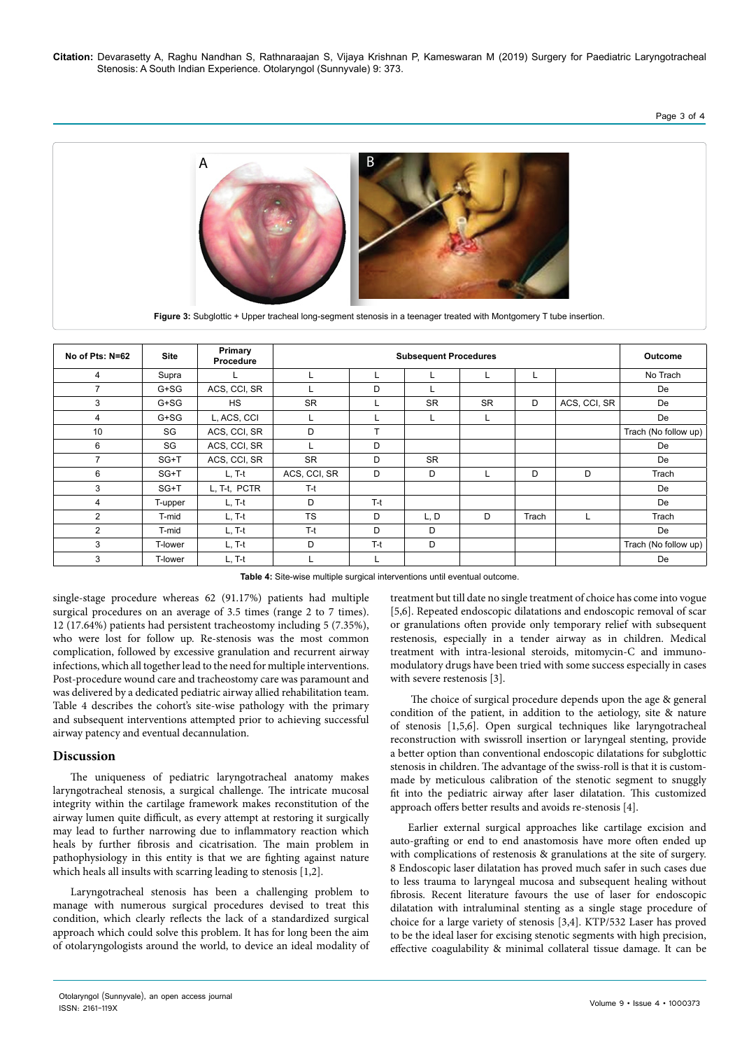**Figure 3:** Subglottic + Upper tracheal long-segment stenosis in a teenager treated with Montgomery T tube insertion.

| No of Pts: N=62 | Site | Primary Procedure | Subsequent Procedures | | | | | | Outcome |
|---|---|---|---|---|---|---|---|---|---|
| 4 | Supra | L | L | L | L | L | L | | No Trach |
| 7 | G+SG | ACS, CCI, SR | L | D | L | | | | De |
| 3 | G+SG | HS | SR | L | SR | SR | D | ACS, CCI, SR | De |
| 4 | G+SG | L, ACS, CCI | L | L | L | L | | | De |
| 10 | SG | ACS, CCI, SR | D | T | | | | | Trach (No follow up) |
| 6 | SG | ACS, CCI, SR | L | D | | | | | De |
| 7 | SG+T | ACS, CCI, SR | SR | D | SR | | | | De |
| 6 | SG+T | L, T-t | ACS, CCI, SR | D | D | L | D | D | Trach |
| 3 | SG+T | L, T-t, PCTR | T-t | | | | | | De |
| 4 | T-upper | L, T-t | D | T-t | | | | | De |
| 2 | T-mid | L, T-t | TS | D | L, D | D | Trach | L | Trach |
| 2 | T-mid | L, T-t | T-t | D | D | | | | De |
| 3 | T-lower | L, T-t | D | T-t | D | | | | Trach (No follow up) |
| 3 | T-lower | L, T-t | L | L | | | | | De |

**Table 4:** Site-wise multiple surgical interventions until eventual outcome.

single-stage procedure whereas 62 (91.17%) patients had multiple surgical procedures on an average of 3.5 times (range 2 to 7 times). 12 (17.64%) patients had persistent tracheostomy including 5 (7.35%), who were lost for follow up. Re-stenosis was the most common complication, followed by excessive granulation and recurrent airway infections, which all together lead to the need for multiple interventions. Post-procedure wound care and tracheostomy care was paramount and was delivered by a dedicated pediatric airway allied rehabilitation team. Table 4 describes the cohort's site-wise pathology with the primary and subsequent interventions attempted prior to achieving successful airway patency and eventual decannulation.

## Discussion

The uniqueness of pediatric laryngotracheal anatomy makes laryngotracheal stenosis, a surgical challenge. The intricate mucosal integrity within the cartilage framework makes reconstitution of the airway lumen quite difficult, as every attempt at restoring it surgically may lead to further narrowing due to inflammatory reaction which heals by further fibrosis and cicatrisation. The main problem in pathophysiology in this entity is that we are fighting against nature which heals all insults with scarring leading to stenosis [1,2].

Laryngotracheal stenosis has been a challenging problem to manage with numerous surgical procedures devised to treat this condition, which clearly reflects the lack of a standardized surgical approach which could solve this problem. It has for long been the aim of otolaryngologists around the world, to device an ideal modality of treatment but till date no single treatment of choice has come into vogue [5,6]. Repeated endoscopic dilatations and endoscopic removal of scar or granulations often provide only temporary relief with subsequent restenosis, especially in a tender airway as in children. Medical treatment with intra-lesional steroids, mitomycin-C and immuno-modulatory drugs have been tried with some success especially in cases with severe restenosis [3].

The choice of surgical procedure depends upon the age & general condition of the patient, in addition to the aetiology, site & nature of stenosis [1,5,6]. Open surgical techniques like laryngotracheal reconstruction with swissroll insertion or laryngeal stenting, provide a better option than conventional endoscopic dilatations for subglottic stenosis in children. The advantage of the swiss-roll is that it is custom-made by meticulous calibration of the stenotic segment to snuggly fit into the pediatric airway after laser dilatation. This customized approach offers better results and avoids re-stenosis [4].

Earlier external surgical approaches like cartilage excision and auto-grafting or end to end anastomosis have more often ended up with complications of restenosis & granulations at the site of surgery. 8 Endoscopic laser dilatation has proved much safer in such cases due to less trauma to laryngeal mucosa and subsequent healing without fibrosis. Recent literature favours the use of laser for endoscopic dilatation with intraluminal stenting as a single stage procedure of choice for a large variety of stenosis [3,4]. KTP/532 Laser has proved to be the ideal laser for excising stenotic segments with high precision, effective coagulability & minimal collateral tissue damage. It can be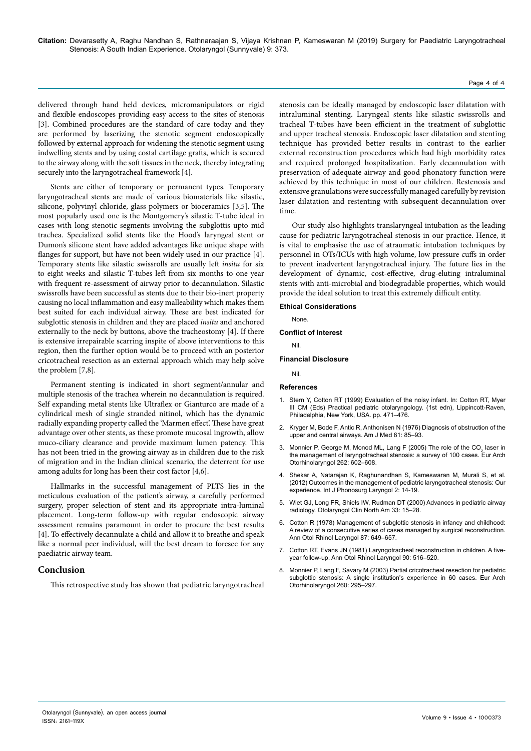delivered through hand held devices, micromanipulators or rigid and flexible endoscopes providing easy access to the sites of stenosis [3]. Combined procedures are the standard of care today and they are performed by laserizing the stenotic segment endoscopically followed by external approach for widening the stenotic segment using indwelling stents and by using costal cartilage grafts, which is secured to the airway along with the soft tissues in the neck, thereby integrating securely into the laryngotracheal framework [4].

Stents are either of temporary or permanent types. Temporary laryngotracheal stents are made of various biomaterials like silastic, silicone, polyvinyl chloride, glass polymers or bioceramics [3,5]. The most popularly used one is the Montgomery's silastic T-tube ideal in cases with long stenotic segments involving the subglottis upto mid trachea. Specialized solid stents like the Hood's laryngeal stent or Dumon's silicone stent have added advantages like unique shape with flanges for support, but have not been widely used in our practice [4]. Temporary stents like silastic swissrolls are usually left *insitu* for six to eight weeks and silastic T-tubes left from six months to one year with frequent re-assessment of airway prior to decannulation. Silastic swissrolls have been successful as stents due to their bio-inert property causing no local inflammation and easy malleability which makes them best suited for each individual airway. These are best indicated for subglottic stenosis in children and they are placed *insitu* and anchored externally to the neck by buttons, above the tracheostomy [4]. If there is extensive irrepairable scarring inspite of above interventions to this region, then the further option would be to proceed with an posterior cricotracheal resection as an external approach which may help solve the problem [7,8].

Permanent stenting is indicated in short segment/annular and multiple stenosis of the trachea wherein no decannulation is required. Self expanding metal stents like Ultraflex or Gianturco are made of a cylindrical mesh of single stranded nitinol, which has the dynamic radially expanding property called the 'Marmen effect'. These have great advantage over other stents, as these promote mucosal ingrowth, allow muco-ciliary clearance and provide maximum lumen patency. This has not been tried in the growing airway as in children due to the risk of migration and in the Indian clinical scenario, the deterrent for use among adults for long has been their cost factor [4,6].

Hallmarks in the successful management of PLTS lies in the meticulous evaluation of the patient's airway, a carefully performed surgery, proper selection of stent and its appropriate intra-luminal placement. Long-term follow-up with regular endoscopic airway assessment remains paramount in order to procure the best results [4]. To effectively decannulate a child and allow it to breathe and speak like a normal peer individual, will the best dream to foresee for any paediatric airway team.

## Conclusion

This retrospective study has shown that pediatric laryngotracheal stenosis can be ideally managed by endoscopic laser dilatation with intraluminal stenting. Laryngeal stents like silastic swissrolls and tracheal T-tubes have been efficient in the treatment of subglottic and upper tracheal stenosis. Endoscopic laser dilatation and stenting technique has provided better results in contrast to the earlier external reconstruction procedures which had high morbidity rates and required prolonged hospitalization. Early decannulation with preservation of adequate airway and good phonatory function were achieved by this technique in most of our children. Restenosis and extensive granulations were successfully managed carefully by revision laser dilatation and restenting with subsequent decannulation over time.

Our study also highlights translaryngeal intubation as the leading cause for pediatric laryngotracheal stenosis in our practice. Hence, it is vital to emphasise the use of atraumatic intubation techniques by personnel in OTs/ICUs with high volume, low pressure cuffs in order to prevent inadvertent laryngotracheal injury. The future lies in the development of dynamic, cost-effective, drug-eluting intraluminal stents with anti-microbial and biodegradable properties, which would provide the ideal solution to treat this extremely difficult entity.

### Ethical Considerations

None.

### Conflict of Interest

Nil.

### Financial Disclosure

Nil.

### References

1. Stern Y, Cotton RT (1999) Evaluation of the noisy infant. In: Cotton RT, Myer III CM (Eds) Practical pediatric otolaryngology. (1st edn), Lippincott-Raven, Philadelphia, New York, USA. pp. 471–476.
2. Kryger M, Bode F, Antic R, Anthonisen N (1976) Diagnosis of obstruction of the upper and central airways. Am J Med 61: 85–93.
3. Monnier P, George M, Monod ML, Lang F (2005) The role of the $CO_2$ laser in the management of laryngotracheal stenosis: a survey of 100 cases. Eur Arch Otorhinolaryngol 262: 602–608.
4. Shekar A, Natarajan K, Raghunandhan S, Kameswaran M, Murali S, et al. (2012) Outcomes in the management of pediatric laryngotracheal stenosis: Our experience. Int J Phonosurg Laryngol 2: 14-19.
5. Wiet GJ, Long FR, Shiels IW, Rudman DT (2000) Advances in pediatric airway radiology. Otolaryngol Clin North Am 33: 15–28.
6. Cotton R (1978) Management of subglottic stenosis in infancy and childhood: A review of a consecutive series of cases managed by surgical reconstruction. Ann Otol Rhinol Laryngol 87: 649–657.
7. Cotton RT, Evans JN (1981) Laryngotracheal reconstruction in children. A five-year follow-up. Ann Otol Rhinol Laryngol 90: 516–520.
8. Monnier P, Lang F, Savary M (2003) Partial cricotracheal resection for pediatric subglottic stenosis: A single institution's experience in 60 cases. Eur Arch Otorhinolaryngol 260: 295–297.